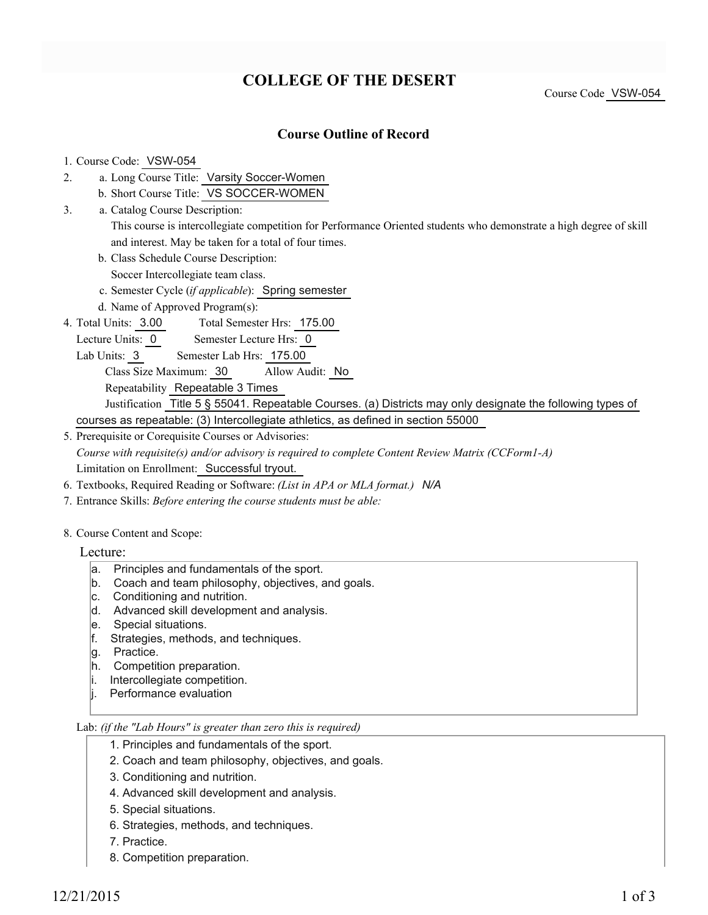# COLLEGE OF THE DESERT

Course Code VSW-054

## Course Outline of Record

1. Course Code: VSW-054
2. a. Long Course Title: Varsity Soccer-Women
   b. Short Course Title: VS SOCCER-WOMEN
3. a. Catalog Course Description:
   This course is intercollegiate competition for Performance Oriented students who demonstrate a high degree of skill and interest. May be taken for a total of four times.
   b. Class Schedule Course Description:
   Soccer Intercollegiate team class.
   c. Semester Cycle (*if applicable*): Spring semester
   d. Name of Approved Program(s):
4. Total Units: 3.00 Total Semester Hrs: 175.00
   Lecture Units: 0 Semester Lecture Hrs: 0
   Lab Units: 3 Semester Lab Hrs: 175.00
   Class Size Maximum: 30 Allow Audit: No
   Repeatability Repeatable 3 Times
   Justification Title 5 § 55041. Repeatable Courses. (a) Districts may only designate the following types of courses as repeatable: (3) Intercollegiate athletics, as defined in section 55000
5. Prerequisite or Corequisite Courses or Advisories:
   *Course with requisite(s) and/or advisory is required to complete Content Review Matrix (CCForm1-A)*
   Limitation on Enrollment: Successful tryout.
6. Textbooks, Required Reading or Software: *(List in APA or MLA format.)* N/A
7. Entrance Skills: *Before entering the course students must be able:*
8. Course Content and Scope:

Lecture:

a. Principles and fundamentals of the sport.
b. Coach and team philosophy, objectives, and goals.
c. Conditioning and nutrition.
d. Advanced skill development and analysis.
e. Special situations.
f. Strategies, methods, and techniques.
g. Practice.
h. Competition preparation.
i. Intercollegiate competition.
j. Performance evaluation

Lab: *(if the "Lab Hours" is greater than zero this is required)*

1. Principles and fundamentals of the sport.
2. Coach and team philosophy, objectives, and goals.
3. Conditioning and nutrition.
4. Advanced skill development and analysis.
5. Special situations.
6. Strategies, methods, and techniques.
7. Practice.
8. Competition preparation.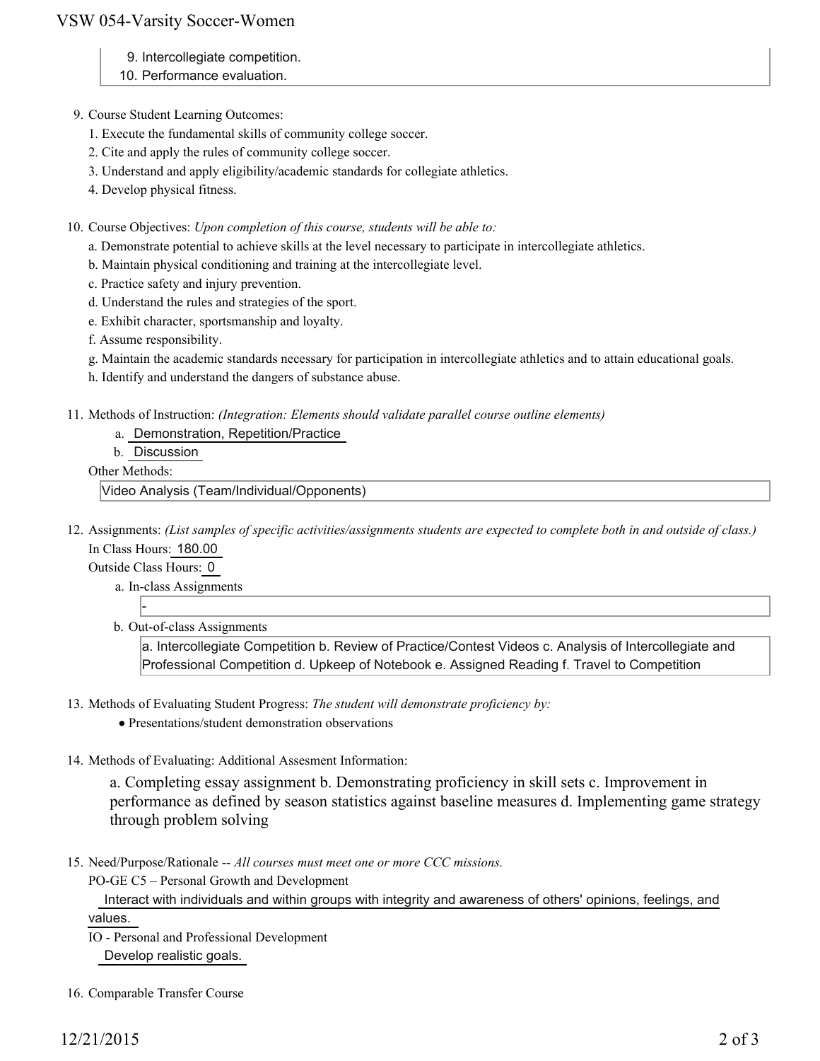9. Intercollegiate competition.
10. Performance evaluation.

9. Course Student Learning Outcomes:
   1. Execute the fundamental skills of community college soccer.
   2. Cite and apply the rules of community college soccer.
   3. Understand and apply eligibility/academic standards for collegiate athletics.
   4. Develop physical fitness.

10. Course Objectives: *Upon completion of this course, students will be able to:*
    a. Demonstrate potential to achieve skills at the level necessary to participate in intercollegiate athletics.
    b. Maintain physical conditioning and training at the intercollegiate level.
    c. Practice safety and injury prevention.
    d. Understand the rules and strategies of the sport.
    e. Exhibit character, sportsmanship and loyalty.
    f. Assume responsibility.
    g. Maintain the academic standards necessary for participation in intercollegiate athletics and to attain educational goals.
    h. Identify and understand the dangers of substance abuse.

11. Methods of Instruction: *(Integration: Elements should validate parallel course outline elements)*
    a. Demonstration, Repetition/Practice
    b. Discussion

    Other Methods:

    Video Analysis (Team/Individual/Opponents)

12. Assignments: *(List samples of specific activities/assignments students are expected to complete both in and outside of class.)*

    In Class Hours: 180.00

    Outside Class Hours: 0

    a. In-class Assignments

       -

    b. Out-of-class Assignments

       a. Intercollegiate Competition b. Review of Practice/Contest Videos c. Analysis of Intercollegiate and Professional Competition d. Upkeep of Notebook e. Assigned Reading f. Travel to Competition

13. Methods of Evaluating Student Progress: *The student will demonstrate proficiency by:*
    - Presentations/student demonstration observations

14. Methods of Evaluating: Additional Assesment Information:

    a. Completing essay assignment b. Demonstrating proficiency in skill sets c. Improvement in performance as defined by season statistics against baseline measures d. Implementing game strategy through problem solving

15. Need/Purpose/Rationale -- *All courses must meet one or more CCC missions.*

    PO-GE C5 – Personal Growth and Development

    Interact with individuals and within groups with integrity and awareness of others' opinions, feelings, and values.

    IO - Personal and Professional Development

    Develop realistic goals.

16. Comparable Transfer Course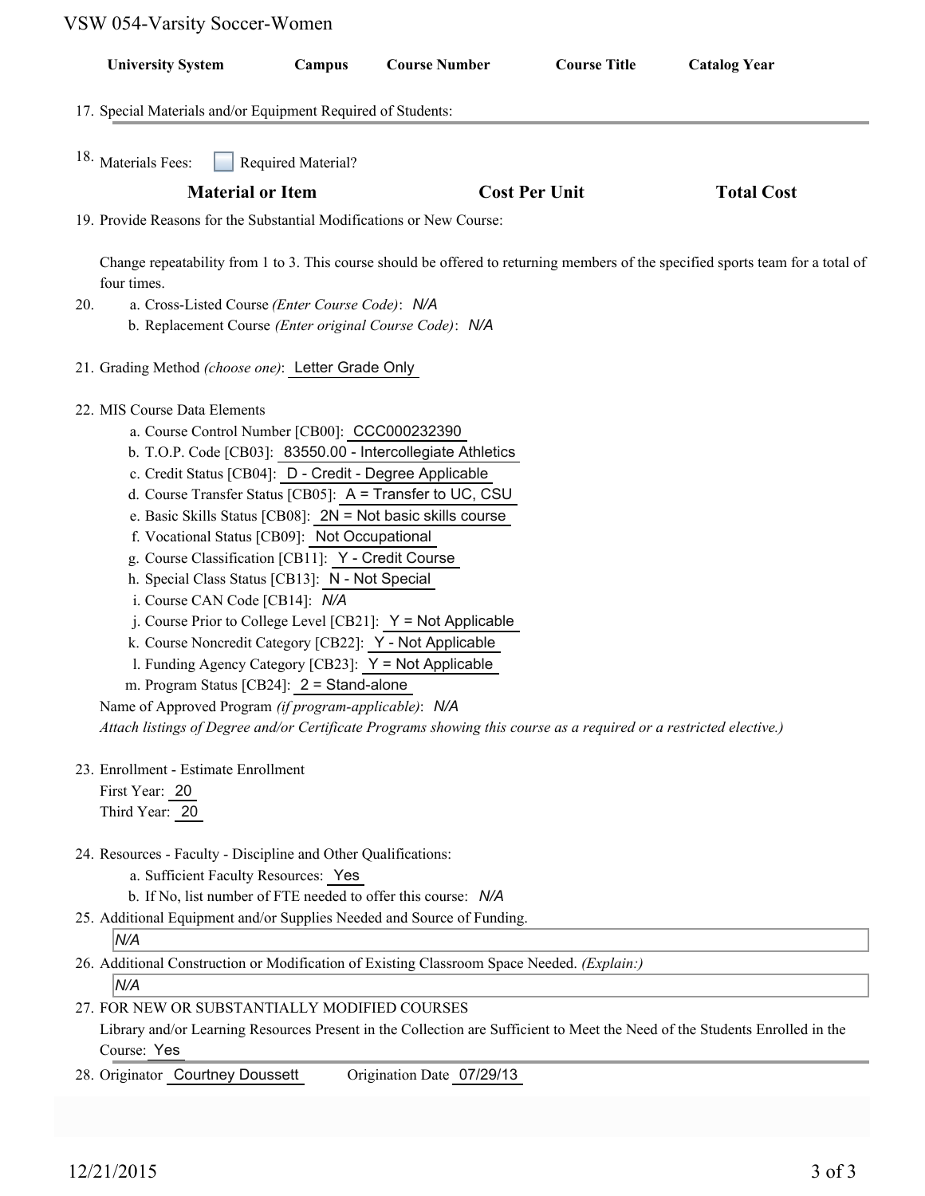# VSW 054-Varsity Soccer-Women

| University System | Campus | Course Number | Course Title | Catalog Year |
| --- | --- | --- | --- | --- |

17. Special Materials and/or Equipment Required of Students:

18. Materials Fees: ☐ Required Material?

| Material or Item | Cost Per Unit | Total Cost |
| --- | --- | --- |

19. Provide Reasons for the Substantial Modifications or New Course:

    Change repeatability from 1 to 3. This course should be offered to returning members of the specified sports team for a total of four times.

20. a. Cross-Listed Course *(Enter Course Code)*: *N/A*
    b. Replacement Course *(Enter original Course Code)*: *N/A*

21. Grading Method *(choose one)*: Letter Grade Only

22. MIS Course Data Elements
    a. Course Control Number [CB00]: CCC000232390
    b. T.O.P. Code [CB03]: 83550.00 - Intercollegiate Athletics
    c. Credit Status [CB04]: D - Credit - Degree Applicable
    d. Course Transfer Status [CB05]: A = Transfer to UC, CSU
    e. Basic Skills Status [CB08]: 2N = Not basic skills course
    f. Vocational Status [CB09]: Not Occupational
    g. Course Classification [CB11]: Y - Credit Course
    h. Special Class Status [CB13]: N - Not Special
    i. Course CAN Code [CB14]: *N/A*
    j. Course Prior to College Level [CB21]: Y = Not Applicable
    k. Course Noncredit Category [CB22]: Y - Not Applicable
    l. Funding Agency Category [CB23]: Y = Not Applicable
    m. Program Status [CB24]: 2 = Stand-alone

    Name of Approved Program *(if program-applicable)*: *N/A*

    *Attach listings of Degree and/or Certificate Programs showing this course as a required or a restricted elective.)*

23. Enrollment - Estimate Enrollment
    First Year: 20
    Third Year: 20

24. Resources - Faculty - Discipline and Other Qualifications:
    a. Sufficient Faculty Resources: Yes
    b. If No, list number of FTE needed to offer this course: *N/A*

25. Additional Equipment and/or Supplies Needed and Source of Funding.
    *N/A*

26. Additional Construction or Modification of Existing Classroom Space Needed. *(Explain:)*
    *N/A*

27. FOR NEW OR SUBSTANTIALLY MODIFIED COURSES
    Library and/or Learning Resources Present in the Collection are Sufficient to Meet the Need of the Students Enrolled in the Course: Yes

28. Originator Courtney Doussett Origination Date 07/29/13